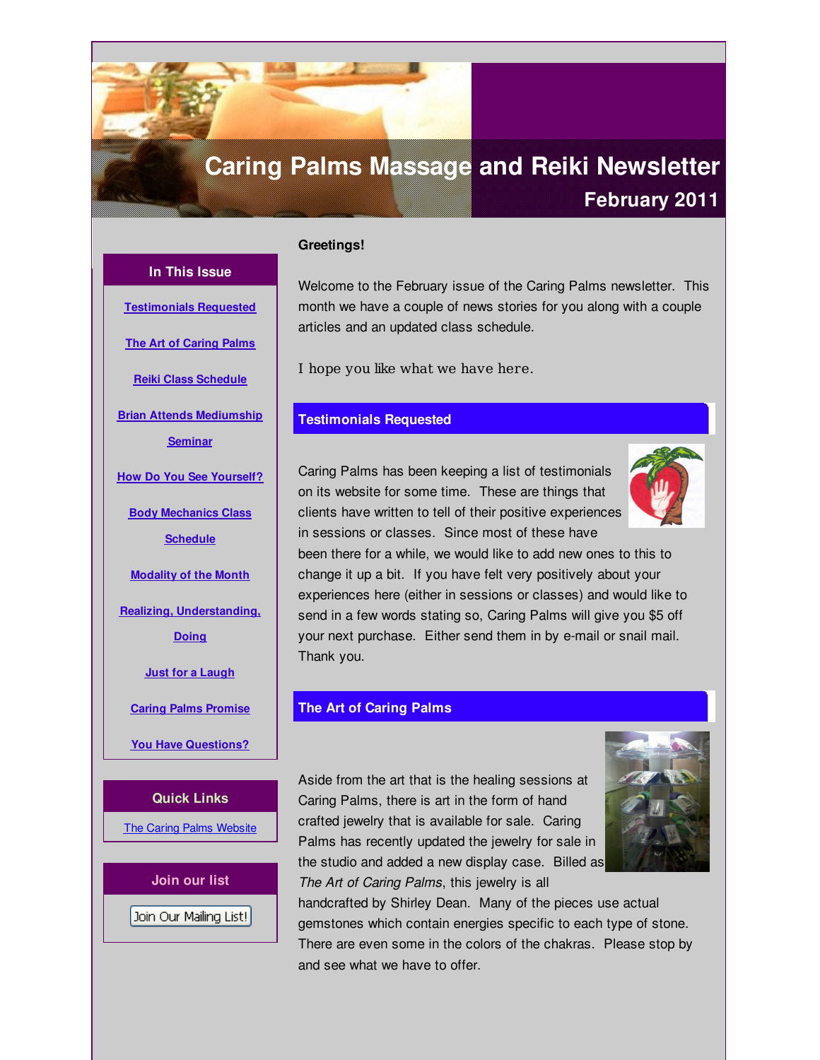# Caring Palms Massage and Reiki Newsletter

## February 2011

### In This Issue

- Testimonials Requested
- The Art of Caring Palms
- Reiki Class Schedule
- Brian Attends Mediumship Seminar
- How Do You See Yourself?
- Body Mechanics Class Schedule
- Modality of the Month
- Realizing, Understanding, Doing
- Just for a Laugh
- Caring Palms Promise
- You Have Questions?

### Quick Links

The Caring Palms Website

### Join our list

Join Our Mailing List!

**Greetings!**

Welcome to the February issue of the Caring Palms newsletter. This month we have a couple of news stories for you along with a couple articles and an updated class schedule.

I hope you like what we have here.

## Testimonials Requested

Caring Palms has been keeping a list of testimonials on its website for some time. These are things that clients have written to tell of their positive experiences in sessions or classes. Since most of these have been there for a while, we would like to add new ones to this to change it up a bit. If you have felt very positively about your experiences here (either in sessions or classes) and would like to send in a few words stating so, Caring Palms will give you $5 off your next purchase. Either send them in by e-mail or snail mail. Thank you.

## The Art of Caring Palms

Aside from the art that is the healing sessions at Caring Palms, there is art in the form of hand crafted jewelry that is available for sale. Caring Palms has recently updated the jewelry for sale in the studio and added a new display case. Billed as *The Art of Caring Palms*, this jewelry is all handcrafted by Shirley Dean. Many of the pieces use actual gemstones which contain energies specific to each type of stone. There are even some in the colors of the chakras. Please stop by and see what we have to offer.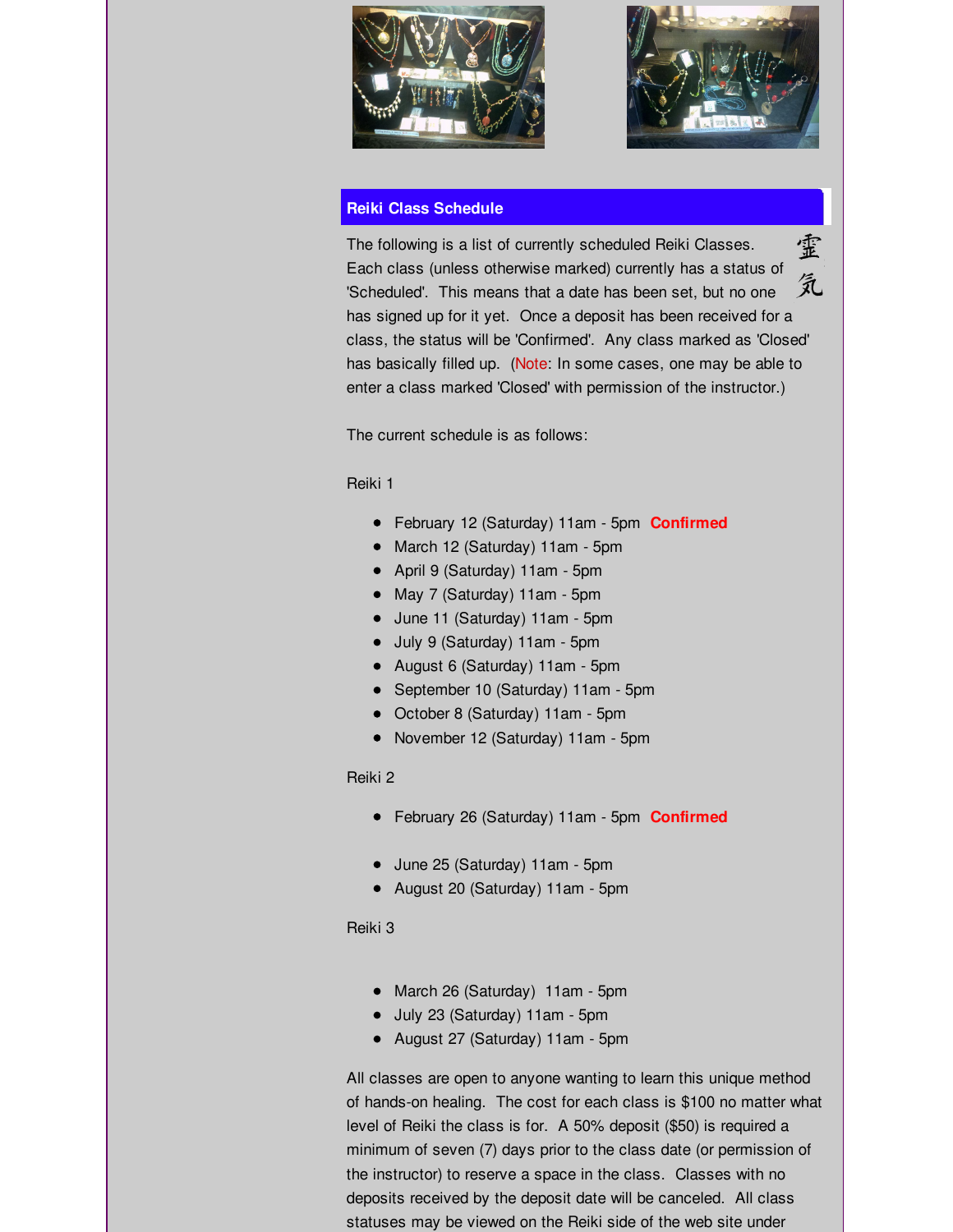## Reiki Class Schedule

霊気

The following is a list of currently scheduled Reiki Classes. Each class (unless otherwise marked) currently has a status of 'Scheduled'. This means that a date has been set, but no one has signed up for it yet. Once a deposit has been received for a class, the status will be 'Confirmed'. Any class marked as 'Closed' has basically filled up. (Note: In some cases, one may be able to enter a class marked 'Closed' with permission of the instructor.)

The current schedule is as follows:

Reiki 1

- February 12 (Saturday) 11am - 5pm **Confirmed**
- March 12 (Saturday) 11am - 5pm
- April 9 (Saturday) 11am - 5pm
- May 7 (Saturday) 11am - 5pm
- June 11 (Saturday) 11am - 5pm
- July 9 (Saturday) 11am - 5pm
- August 6 (Saturday) 11am - 5pm
- September 10 (Saturday) 11am - 5pm
- October 8 (Saturday) 11am - 5pm
- November 12 (Saturday) 11am - 5pm

Reiki 2

- February 26 (Saturday) 11am - 5pm **Confirmed**

- June 25 (Saturday) 11am - 5pm
- August 20 (Saturday) 11am - 5pm

Reiki 3

- March 26 (Saturday) 11am - 5pm
- July 23 (Saturday) 11am - 5pm
- August 27 (Saturday) 11am - 5pm

All classes are open to anyone wanting to learn this unique method of hands-on healing. The cost for each class is $100 no matter what level of Reiki the class is for. A 50% deposit ($50) is required a minimum of seven (7) days prior to the class date (or permission of the instructor) to reserve a space in the class. Classes with no deposits received by the deposit date will be canceled. All class statuses may be viewed on the Reiki side of the web site under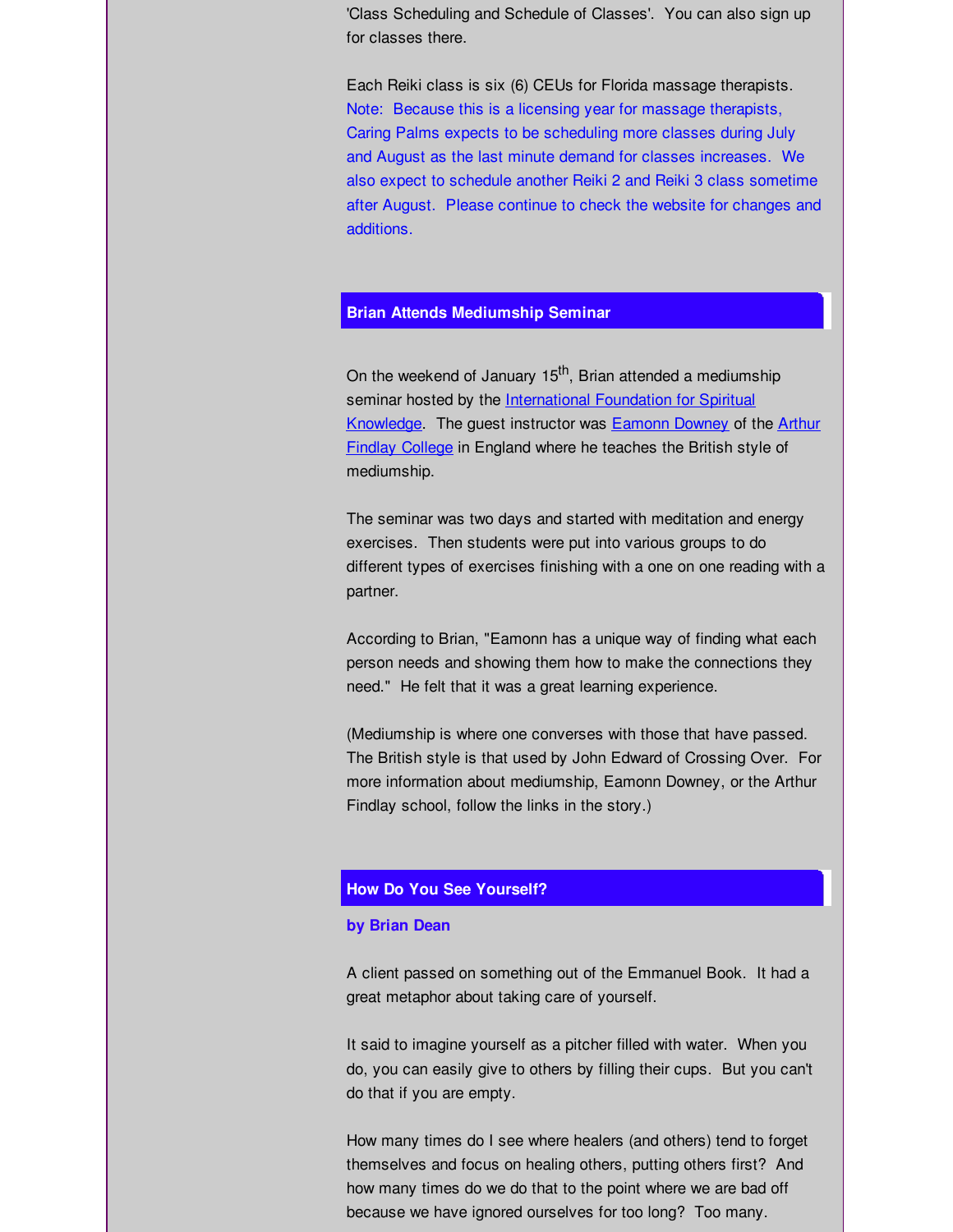'Class Scheduling and Schedule of Classes'. You can also sign up for classes there.

Each Reiki class is six (6) CEUs for Florida massage therapists. Note: Because this is a licensing year for massage therapists, Caring Palms expects to be scheduling more classes during July and August as the last minute demand for classes increases. We also expect to schedule another Reiki 2 and Reiki 3 class sometime after August. Please continue to check the website for changes and additions.

## Brian Attends Mediumship Seminar

On the weekend of January 15th, Brian attended a mediumship seminar hosted by the International Foundation for Spiritual Knowledge. The guest instructor was Eamonn Downey of the Arthur Findlay College in England where he teaches the British style of mediumship.

The seminar was two days and started with meditation and energy exercises. Then students were put into various groups to do different types of exercises finishing with a one on one reading with a partner.

According to Brian, "Eamonn has a unique way of finding what each person needs and showing them how to make the connections they need." He felt that it was a great learning experience.

(Mediumship is where one converses with those that have passed. The British style is that used by John Edward of Crossing Over. For more information about mediumship, Eamonn Downey, or the Arthur Findlay school, follow the links in the story.)

## How Do You See Yourself?

**by Brian Dean**

A client passed on something out of the Emmanuel Book. It had a great metaphor about taking care of yourself.

It said to imagine yourself as a pitcher filled with water. When you do, you can easily give to others by filling their cups. But you can't do that if you are empty.

How many times do I see where healers (and others) tend to forget themselves and focus on healing others, putting others first? And how many times do we do that to the point where we are bad off because we have ignored ourselves for too long? Too many.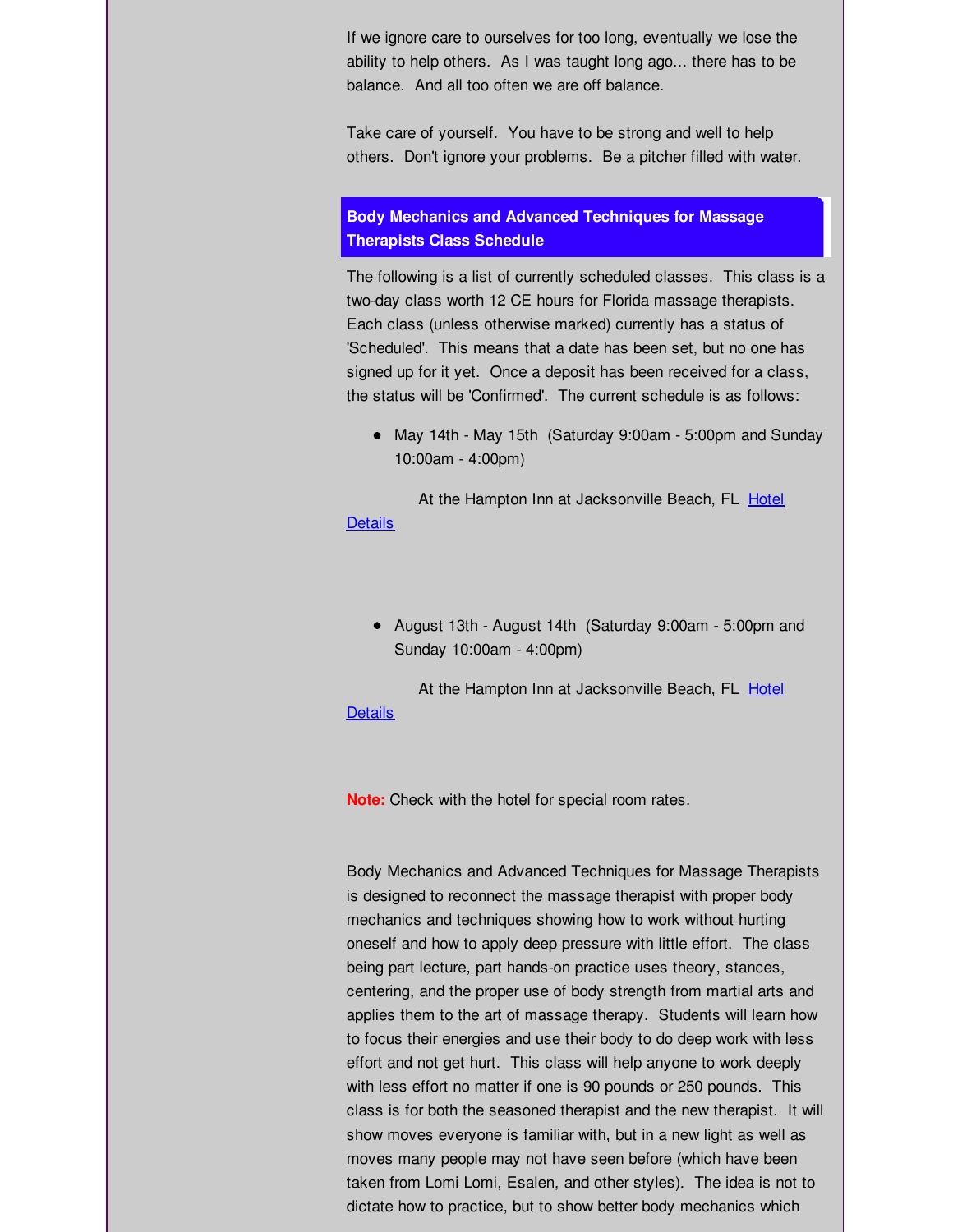If we ignore care to ourselves for too long, eventually we lose the ability to help others.  As I was taught long ago... there has to be balance.  And all too often we are off balance.

Take care of yourself.  You have to be strong and well to help others.  Don't ignore your problems.  Be a pitcher filled with water.

## Body Mechanics and Advanced Techniques for Massage Therapists Class Schedule

The following is a list of currently scheduled classes.  This class is a two-day class worth 12 CE hours for Florida massage therapists.  Each class (unless otherwise marked) currently has a status of 'Scheduled'.  This means that a date has been set, but no one has signed up for it yet.  Once a deposit has been received for a class, the status will be 'Confirmed'.  The current schedule is as follows:

- May 14th - May 15th  (Saturday 9:00am - 5:00pm and Sunday 10:00am - 4:00pm)

  At the Hampton Inn at Jacksonville Beach, FL  Hotel Details

- August 13th - August 14th  (Saturday 9:00am - 5:00pm and Sunday 10:00am - 4:00pm)

  At the Hampton Inn at Jacksonville Beach, FL  Hotel Details

**Note:** Check with the hotel for special room rates.

Body Mechanics and Advanced Techniques for Massage Therapists is designed to reconnect the massage therapist with proper body mechanics and techniques showing how to work without hurting oneself and how to apply deep pressure with little effort.  The class being part lecture, part hands-on practice uses theory, stances, centering, and the proper use of body strength from martial arts and applies them to the art of massage therapy.  Students will learn how to focus their energies and use their body to do deep work with less effort and not get hurt.  This class will help anyone to work deeply with less effort no matter if one is 90 pounds or 250 pounds.  This class is for both the seasoned therapist and the new therapist.  It will show moves everyone is familiar with, but in a new light as well as moves many people may not have seen before (which have been taken from Lomi Lomi, Esalen, and other styles).  The idea is not to dictate how to practice, but to show better body mechanics which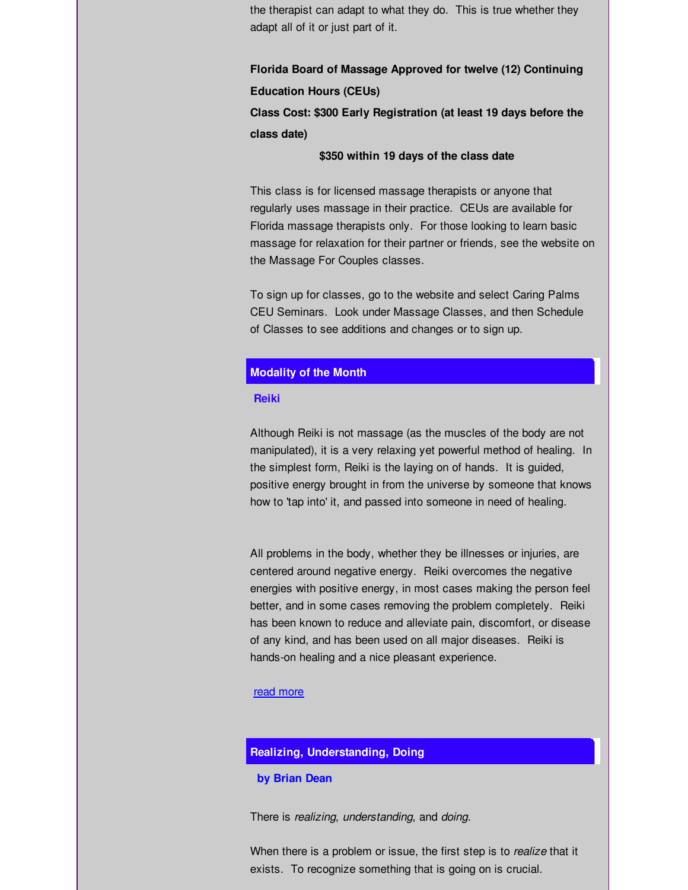the therapist can adapt to what they do. This is true whether they adapt all of it or just part of it.

**Florida Board of Massage Approved for twelve (12) Continuing Education Hours (CEUs)**

**Class Cost: $300 Early Registration (at least 19 days before the class date)**

**$350 within 19 days of the class date**

This class is for licensed massage therapists or anyone that regularly uses massage in their practice. CEUs are available for Florida massage therapists only. For those looking to learn basic massage for relaxation for their partner or friends, see the website on the Massage For Couples classes.

To sign up for classes, go to the website and select Caring Palms CEU Seminars. Look under Massage Classes, and then Schedule of Classes to see additions and changes or to sign up.

## Modality of the Month

### Reiki

Although Reiki is not massage (as the muscles of the body are not manipulated), it is a very relaxing yet powerful method of healing. In the simplest form, Reiki is the laying on of hands. It is guided, positive energy brought in from the universe by someone that knows how to 'tap into' it, and passed into someone in need of healing.

All problems in the body, whether they be illnesses or injuries, are centered around negative energy. Reiki overcomes the negative energies with positive energy, in most cases making the person feel better, and in some cases removing the problem completely. Reiki has been known to reduce and alleviate pain, discomfort, or disease of any kind, and has been used on all major diseases. Reiki is hands-on healing and a nice pleasant experience.

read more

## Realizing, Understanding, Doing

**by Brian Dean**

There is *realizing*, *understanding*, and *doing*.

When there is a problem or issue, the first step is to *realize* that it exists. To recognize something that is going on is crucial.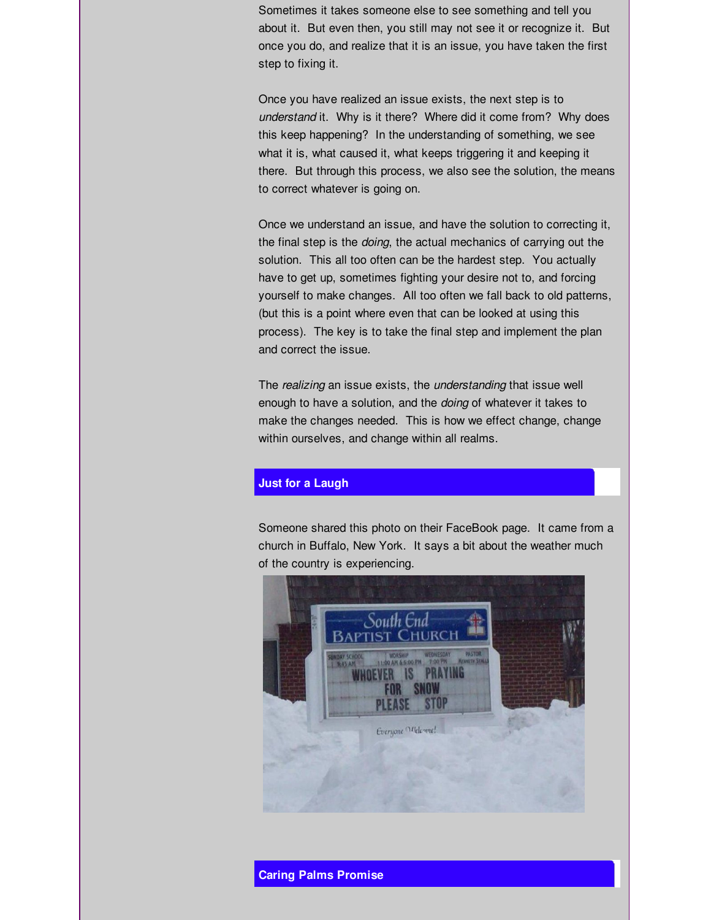Sometimes it takes someone else to see something and tell you about it. But even then, you still may not see it or recognize it. But once you do, and realize that it is an issue, you have taken the first step to fixing it.

Once you have realized an issue exists, the next step is to *understand* it. Why is it there? Where did it come from? Why does this keep happening? In the understanding of something, we see what it is, what caused it, what keeps triggering it and keeping it there. But through this process, we also see the solution, the means to correct whatever is going on.

Once we understand an issue, and have the solution to correcting it, the final step is the *doing*, the actual mechanics of carrying out the solution. This all too often can be the hardest step. You actually have to get up, sometimes fighting your desire not to, and forcing yourself to make changes. All too often we fall back to old patterns, (but this is a point where even that can be looked at using this process). The key is to take the final step and implement the plan and correct the issue.

The *realizing* an issue exists, the *understanding* that issue well enough to have a solution, and the *doing* of whatever it takes to make the changes needed. This is how we effect change, change within ourselves, and change within all realms.

## Just for a Laugh

Someone shared this photo on their FaceBook page. It came from a church in Buffalo, New York. It says a bit about the weather much of the country is experiencing.

## Caring Palms Promise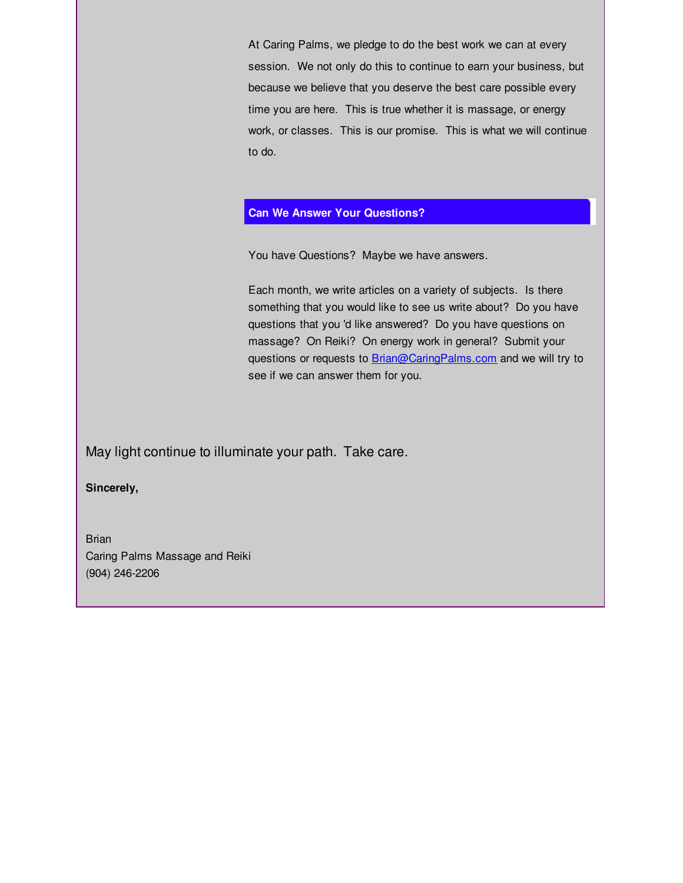At Caring Palms, we pledge to do the best work we can at every session. We not only do this to continue to earn your business, but because we believe that you deserve the best care possible every time you are here. This is true whether it is massage, or energy work, or classes. This is our promise. This is what we will continue to do.

## Can We Answer Your Questions?

You have Questions? Maybe we have answers.

Each month, we write articles on a variety of subjects. Is there something that you would like to see us write about? Do you have questions that you 'd like answered? Do you have questions on massage? On Reiki? On energy work in general? Submit your questions or requests to Brian@CaringPalms.com and we will try to see if we can answer them for you.

May light continue to illuminate your path. Take care.

**Sincerely,**

Brian
Caring Palms Massage and Reiki
(904) 246-2206